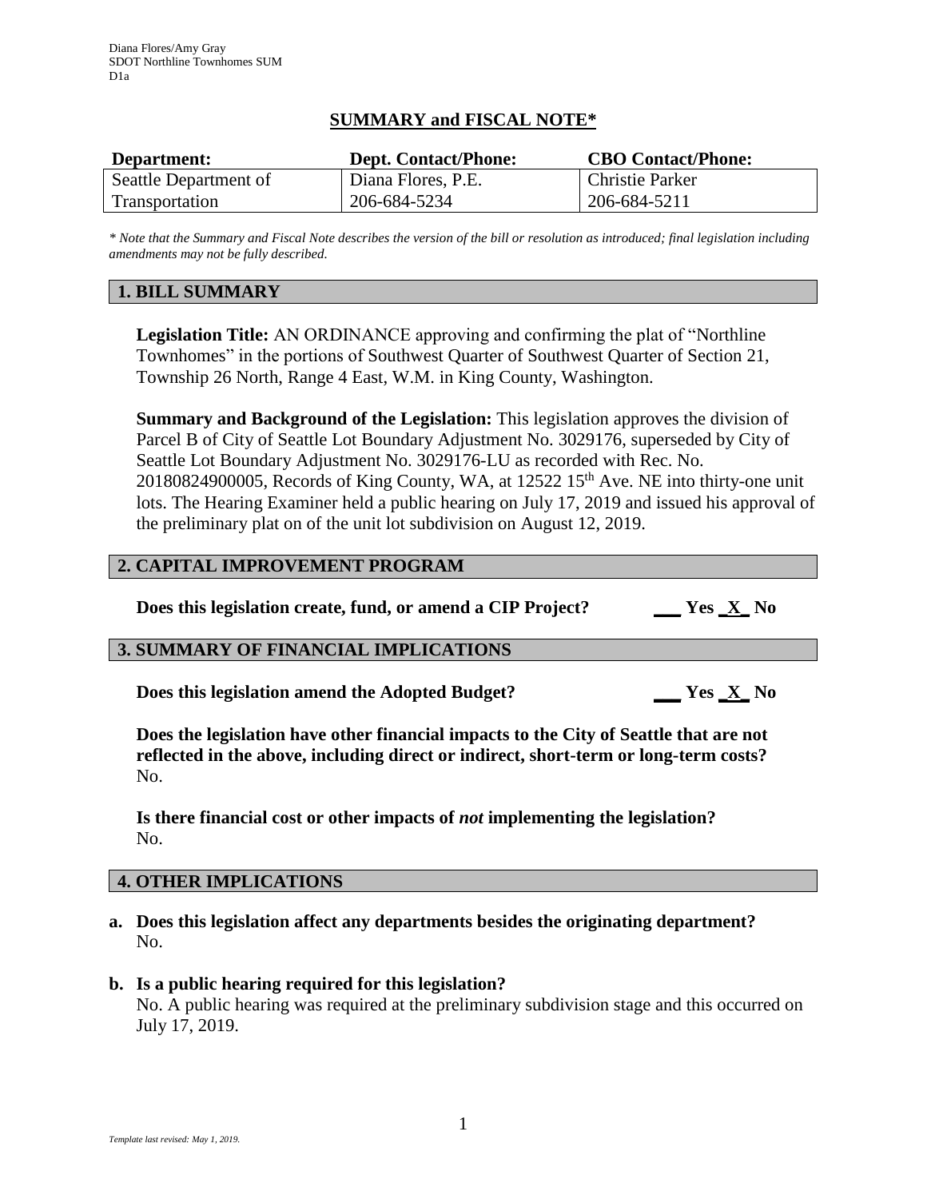Diana Flores/Amy Gray
SDOT Northline Townhomes SUM
D1a

# SUMMARY and FISCAL NOTE*

| Department: | Dept. Contact/Phone: | CBO Contact/Phone: |
|---|---|---|
| Seattle Department of Transportation | Diana Flores, P.E. 206-684-5234 | Christie Parker 206-684-5211 |

*\* Note that the Summary and Fiscal Note describes the version of the bill or resolution as introduced; final legislation including amendments may not be fully described.*

## 1. BILL SUMMARY

**Legislation Title:** AN ORDINANCE approving and confirming the plat of "Northline Townhomes" in the portions of Southwest Quarter of Southwest Quarter of Section 21, Township 26 North, Range 4 East, W.M. in King County, Washington.

**Summary and Background of the Legislation:** This legislation approves the division of Parcel B of City of Seattle Lot Boundary Adjustment No. 3029176, superseded by City of Seattle Lot Boundary Adjustment No. 3029176-LU as recorded with Rec. No. 20180824900005, Records of King County, WA, at 12522 15th Ave. NE into thirty-one unit lots. The Hearing Examiner held a public hearing on July 17, 2019 and issued his approval of the preliminary plat on of the unit lot subdivision on August 12, 2019.

## 2. CAPITAL IMPROVEMENT PROGRAM

**Does this legislation create, fund, or amend a CIP Project?** ___ Yes _X_ No

## 3. SUMMARY OF FINANCIAL IMPLICATIONS

**Does this legislation amend the Adopted Budget?** ___ Yes _X_ No

**Does the legislation have other financial impacts to the City of Seattle that are not reflected in the above, including direct or indirect, short-term or long-term costs?**
No.

**Is there financial cost or other impacts of *not* implementing the legislation?**
No.

## 4. OTHER IMPLICATIONS

**a. Does this legislation affect any departments besides the originating department?**
No.

**b. Is a public hearing required for this legislation?**
No. A public hearing was required at the preliminary subdivision stage and this occurred on July 17, 2019.

*Template last revised: May 1, 2019.*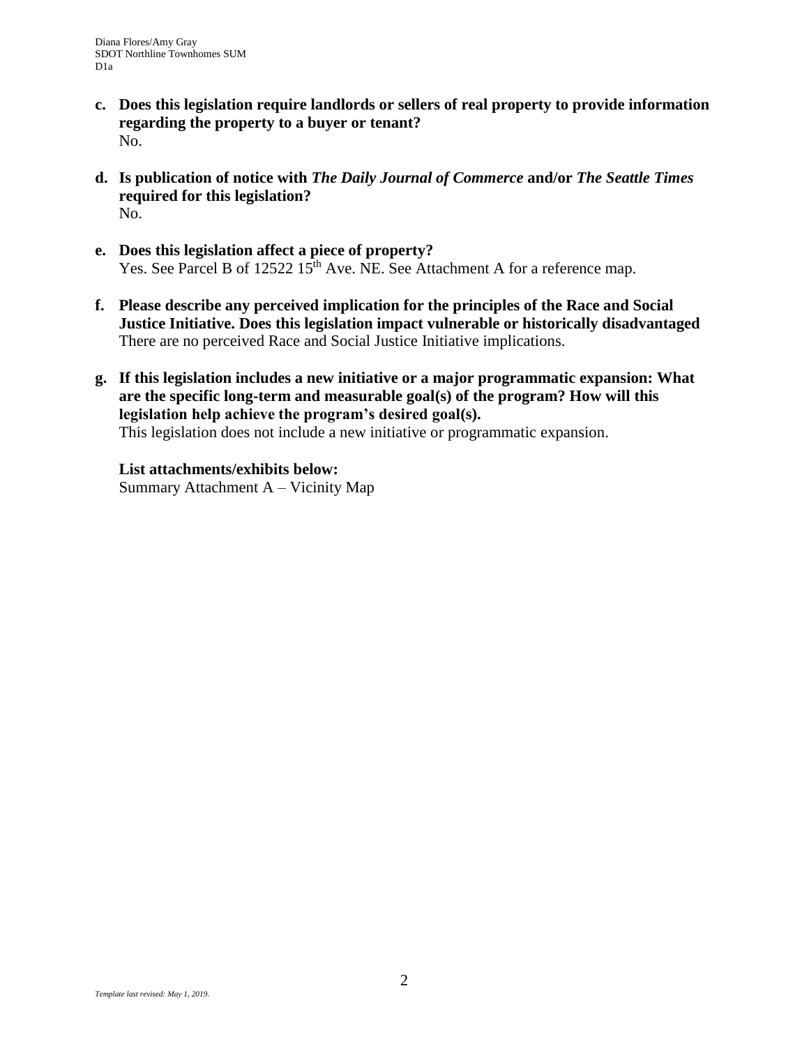**c. Does this legislation require landlords or sellers of real property to provide information regarding the property to a buyer or tenant?**
No.

**d. Is publication of notice with *The Daily Journal of Commerce* and/or *The Seattle Times* required for this legislation?**
No.

**e. Does this legislation affect a piece of property?**
Yes. See Parcel B of 12522 15th Ave. NE. See Attachment A for a reference map.

**f. Please describe any perceived implication for the principles of the Race and Social Justice Initiative. Does this legislation impact vulnerable or historically disadvantaged**
There are no perceived Race and Social Justice Initiative implications.

**g. If this legislation includes a new initiative or a major programmatic expansion: What are the specific long-term and measurable goal(s) of the program? How will this legislation help achieve the program's desired goal(s).**
This legislation does not include a new initiative or programmatic expansion.

**List attachments/exhibits below:**
Summary Attachment A – Vicinity Map